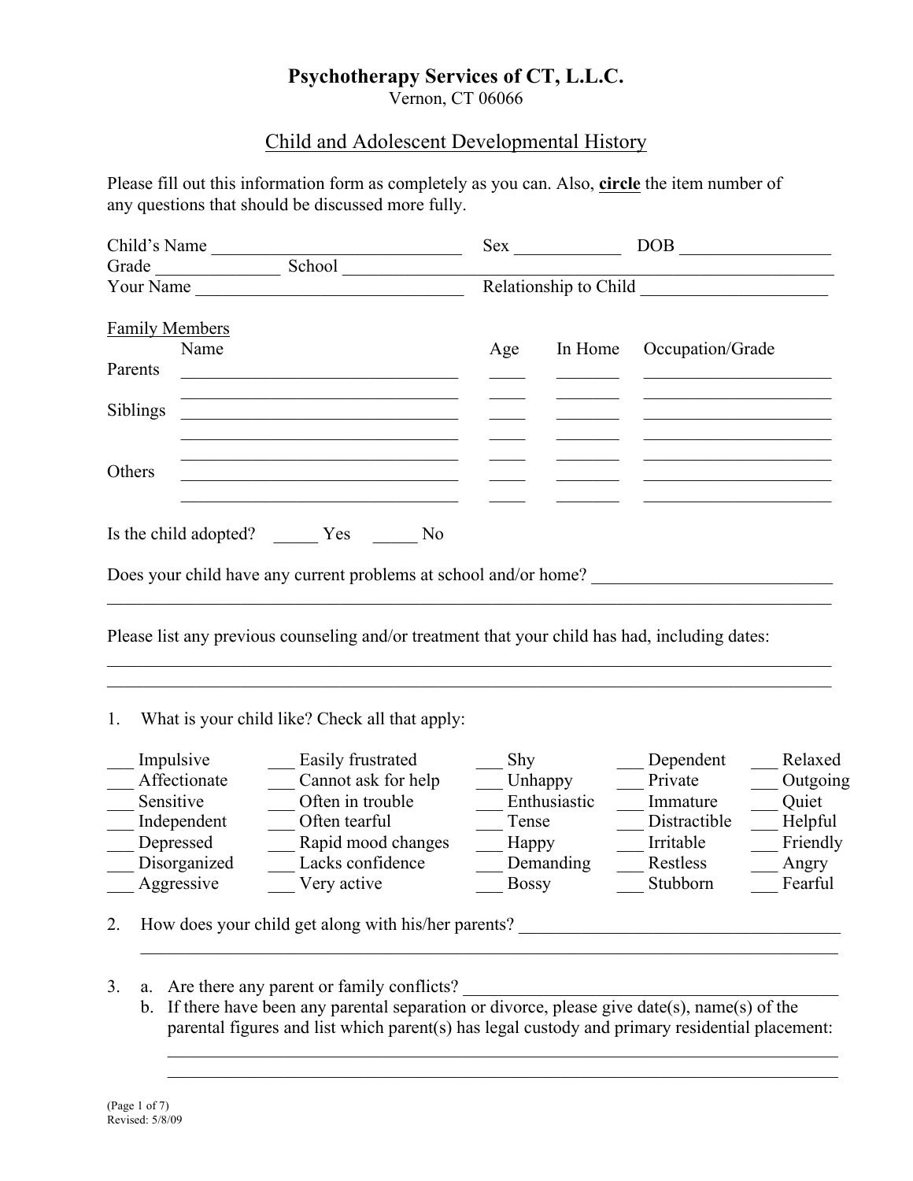# Psychotherapy Services of CT, L.L.C.

Vernon, CT 06066

## Child and Adolescent Developmental History

Please fill out this information form as completely as you can. Also, **circle** the item number of any questions that should be discussed more fully.

Child's Name ____________________________ Sex ____________ DOB _________________

Grade ______________ School ___________________________________________________

Your Name ______________________________ Relationship to Child _____________________

Family Members

| | Name | Age | In Home | Occupation/Grade |
|---|---|---|---|---|
| Parents | ______________________________ | ____ | _______ | ______________________ |
| | ______________________________ | ____ | _______ | ______________________ |
| Siblings | ______________________________ | ____ | _______ | ______________________ |
| | ______________________________ | ____ | _______ | ______________________ |
| | ______________________________ | ____ | _______ | ______________________ |
| Others | ______________________________ | ____ | _______ | ______________________ |
| | ______________________________ | ____ | _______ | ______________________ |

Is the child adopted? _____ Yes _____ No

Does your child have any current problems at school and/or home? ___________________________

______________________________________________________________________________

Please list any previous counseling and/or treatment that your child has had, including dates:

______________________________________________________________________________

______________________________________________________________________________

1. What is your child like? Check all that apply:

| | | | | |
|---|---|---|---|---|
| ___ Impulsive | ___ Easily frustrated | ___ Shy | ___ Dependent | ___ Relaxed |
| ___ Affectionate | ___ Cannot ask for help | ___ Unhappy | ___ Private | ___ Outgoing |
| ___ Sensitive | ___ Often in trouble | ___ Enthusiastic | ___ Immature | ___ Quiet |
| ___ Independent | ___ Often tearful | ___ Tense | ___ Distractible | ___ Helpful |
| ___ Depressed | ___ Rapid mood changes | ___ Happy | ___ Irritable | ___ Friendly |
| ___ Disorganized | ___ Lacks confidence | ___ Demanding | ___ Restless | ___ Angry |
| ___ Aggressive | ___ Very active | ___ Bossy | ___ Stubborn | ___ Fearful |

2. How does your child get along with his/her parents? ____________________________________

   ___________________________________________________________________________

3. a. Are there any parent or family conflicts? ___________________________________________

   b. If there have been any parental separation or divorce, please give date(s), name(s) of the parental figures and list which parent(s) has legal custody and primary residential placement:

   ___________________________________________________________________________

   ___________________________________________________________________________

Revised: 5/8/09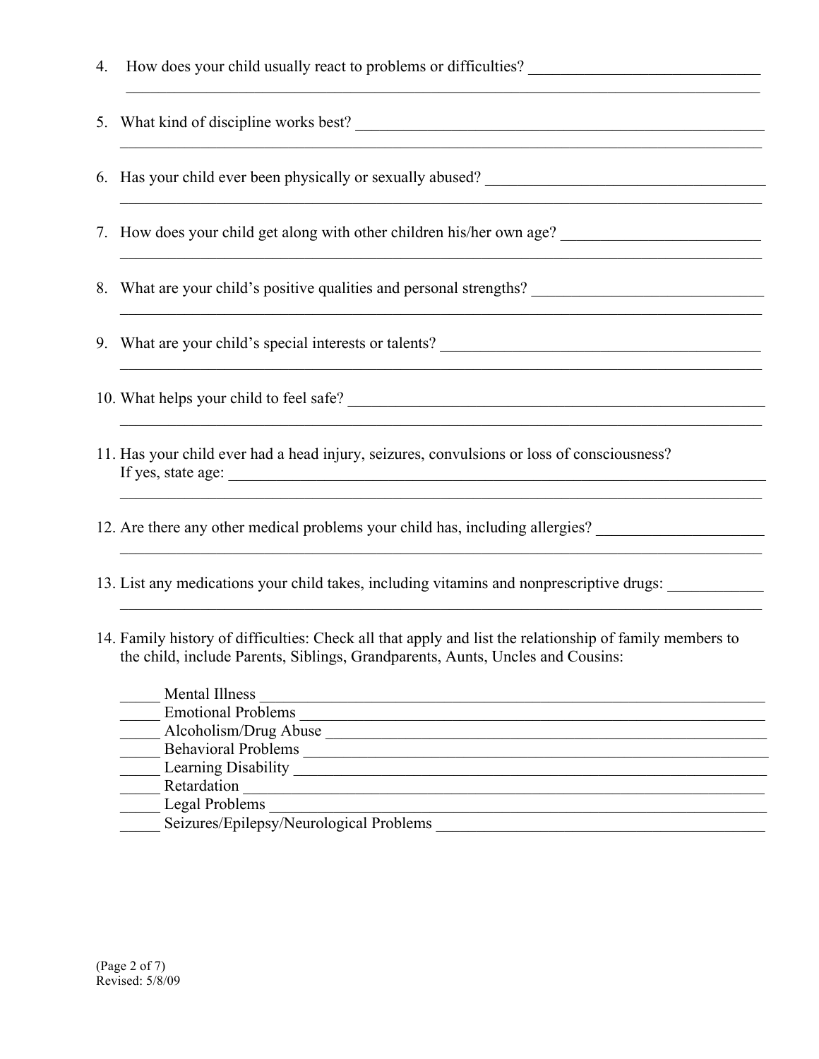4. How does your child usually react to problems or difficulties? ______________________________
_____________________________________________________________________________________

5. What kind of discipline works best? ____________________________________________________
_____________________________________________________________________________________

6. Has your child ever been physically or sexually abused? ___________________________________
_____________________________________________________________________________________

7. How does your child get along with other children his/her own age? __________________________
_____________________________________________________________________________________

8. What are your child's positive qualities and personal strengths? ______________________________
_____________________________________________________________________________________

9. What are your child's special interests or talents? __________________________________________
_____________________________________________________________________________________

10. What helps your child to feel safe? _____________________________________________________
_____________________________________________________________________________________

11. Has your child ever had a head injury, seizures, convulsions or loss of consciousness?
If yes, state age: _______________________________________________________________________
_____________________________________________________________________________________

12. Are there any other medical problems your child has, including allergies? _____________________
_____________________________________________________________________________________

13. List any medications your child takes, including vitamins and nonprescriptive drugs: ____________
_____________________________________________________________________________________

14. Family history of difficulties: Check all that apply and list the relationship of family members to the child, include Parents, Siblings, Grandparents, Aunts, Uncles and Cousins:

_____ Mental Illness ________________________________________________________________
_____ Emotional Problems ____________________________________________________________
_____ Alcoholism/Drug Abuse _________________________________________________________
_____ Behavioral Problems ___________________________________________________________
_____ Learning Disability ____________________________________________________________
_____ Retardation ___________________________________________________________________
_____ Legal Problems ________________________________________________________________
_____ Seizures/Epilepsy/Neurological Problems __________________________________________

Revised: 5/8/09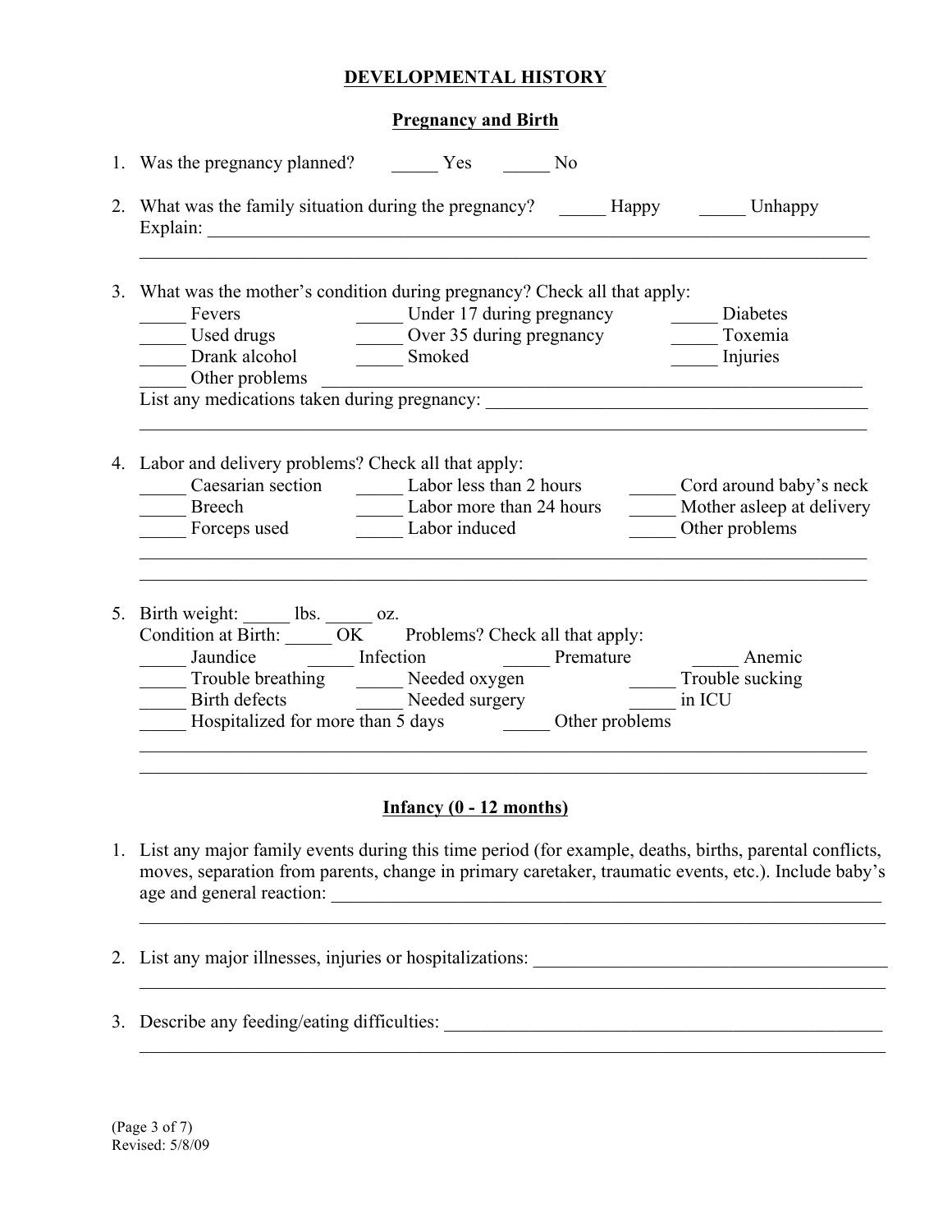# DEVELOPMENTAL HISTORY

## Pregnancy and Birth

1. Was the pregnancy planned? _____ Yes _____ No

2. What was the family situation during the pregnancy? _____ Happy _____ Unhappy
   Explain: ______________________________________________________________________________
   ______________________________________________________________________________

3. What was the mother's condition during pregnancy? Check all that apply:
   _____ Fevers _____ Under 17 during pregnancy _____ Diabetes
   _____ Used drugs _____ Over 35 during pregnancy _____ Toxemia
   _____ Drank alcohol _____ Smoked _____ Injuries
   _____ Other problems ______________________________________________________________
   List any medications taken during pregnancy: ____________________________________________
   ______________________________________________________________________________

4. Labor and delivery problems? Check all that apply:
   _____ Caesarian section _____ Labor less than 2 hours _____ Cord around baby's neck
   _____ Breech _____ Labor more than 24 hours _____ Mother asleep at delivery
   _____ Forceps used _____ Labor induced _____ Other problems
   ______________________________________________________________________________
   ______________________________________________________________________________

5. Birth weight: _____ lbs. _____ oz.
   Condition at Birth: _____ OK Problems? Check all that apply:
   _____ Jaundice _____ Infection _____ Premature _____ Anemic
   _____ Trouble breathing _____ Needed oxygen _____ Trouble sucking
   _____ Birth defects _____ Needed surgery _____ in ICU
   _____ Hospitalized for more than 5 days _____ Other problems
   ______________________________________________________________________________
   ______________________________________________________________________________

## Infancy (0 - 12 months)

1. List any major family events during this time period (for example, deaths, births, parental conflicts, moves, separation from parents, change in primary caretaker, traumatic events, etc.). Include baby's age and general reaction: ______________________________________________________________
   ______________________________________________________________________________

2. List any major illnesses, injuries or hospitalizations: ________________________________________
   ______________________________________________________________________________

3. Describe any feeding/eating difficulties: _______________________________________________
   ______________________________________________________________________________

Revised: 5/8/09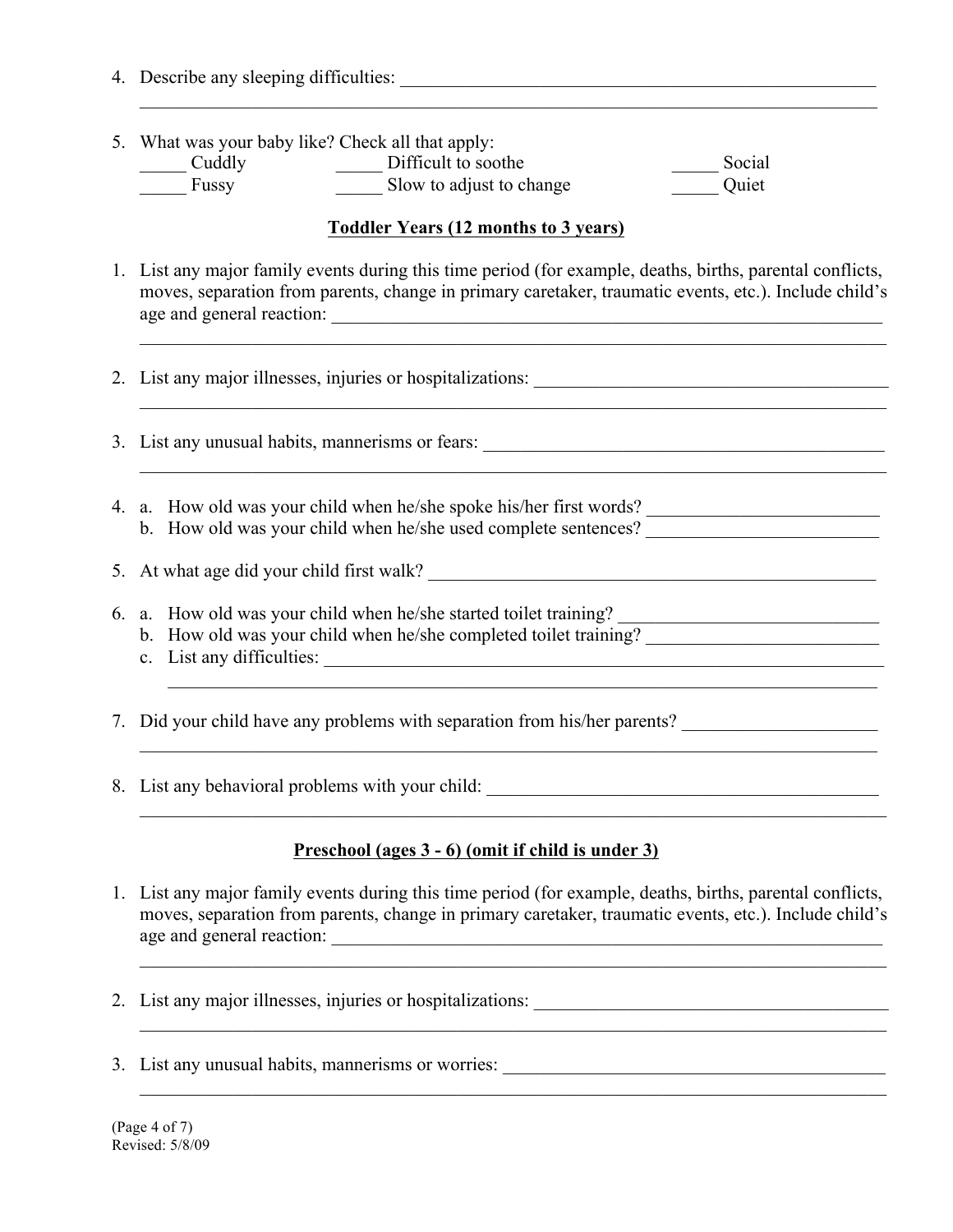4. Describe any sleeping difficulties: ______________________________________________________
______________________________________________________________________________

5. What was your baby like? Check all that apply:

| | | |
|---|---|---|
| _____ Cuddly | _____ Difficult to soothe | _____ Social |
| _____ Fussy | _____ Slow to adjust to change | _____ Quiet |

## Toddler Years (12 months to 3 years)

1. List any major family events during this time period (for example, deaths, births, parental conflicts, moves, separation from parents, change in primary caretaker, traumatic events, etc.). Include child's age and general reaction: ______________________________________________________
______________________________________________________________________________

2. List any major illnesses, injuries or hospitalizations: ______________________________________
______________________________________________________________________________

3. List any unusual habits, mannerisms or fears: _____________________________________________
______________________________________________________________________________

4. a. How old was your child when he/she spoke his/her first words? _________________________
   b. How old was your child when he/she used complete sentences? _________________________

5. At what age did your child first walk? __________________________________________________

6. a. How old was your child when he/she started toilet training? ____________________________
   b. How old was your child when he/she completed toilet training? _________________________
   c. List any difficulties: _______________________________________________________________
   ___________________________________________________________________________

7. Did your child have any problems with separation from his/her parents? _____________________
______________________________________________________________________________

8. List any behavioral problems with your child: ____________________________________________
______________________________________________________________________________

## Preschool (ages 3 - 6) (omit if child is under 3)

1. List any major family events during this time period (for example, deaths, births, parental conflicts, moves, separation from parents, change in primary caretaker, traumatic events, etc.). Include child's age and general reaction: ______________________________________________________
______________________________________________________________________________

2. List any major illnesses, injuries or hospitalizations: ______________________________________
______________________________________________________________________________

3. List any unusual habits, mannerisms or worries: __________________________________________
______________________________________________________________________________

Revised: 5/8/09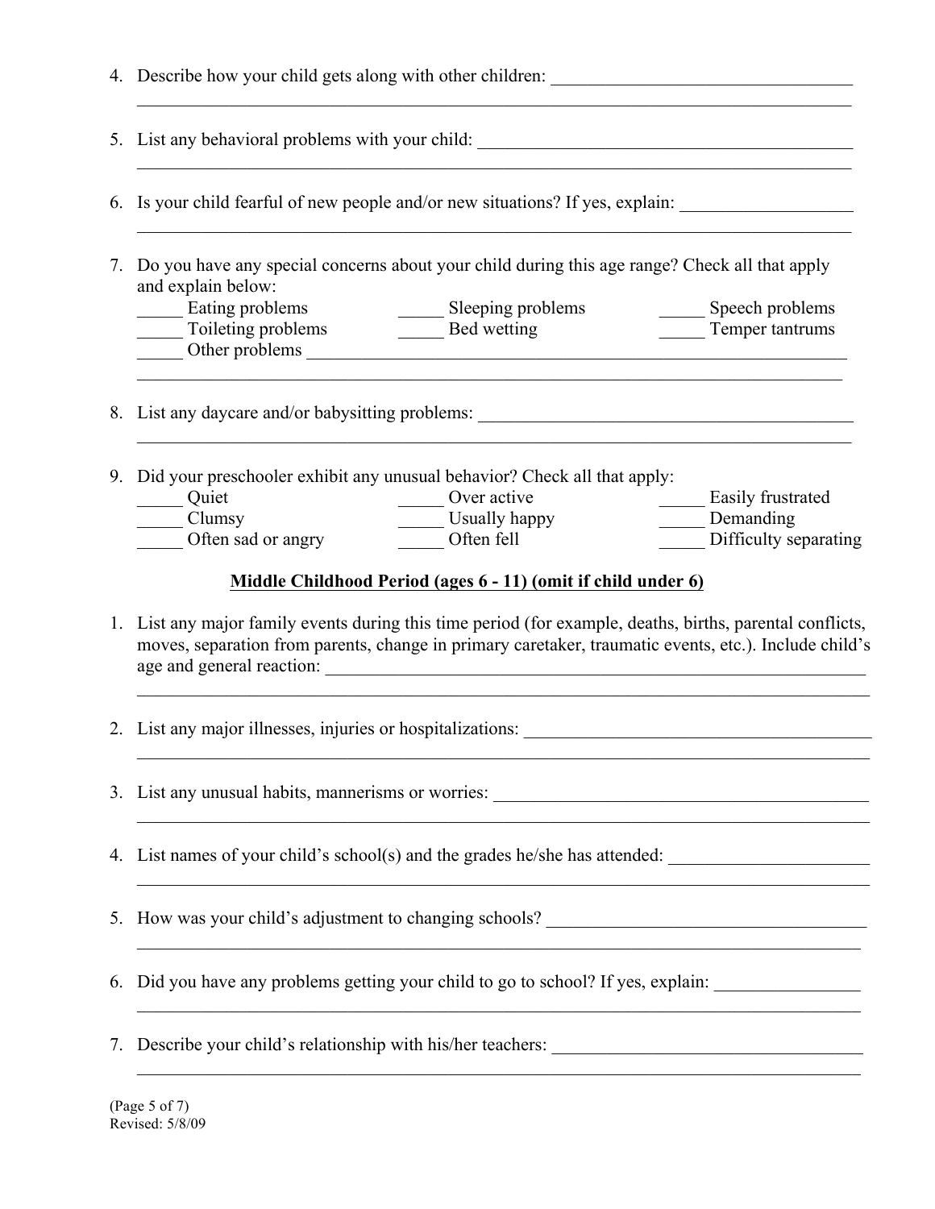4. Describe how your child gets along with other children: ___________________________________
_______________________________________________________________________________

5. List any behavioral problems with your child: _____________________________________________
_______________________________________________________________________________

6. Is your child fearful of new people and/or new situations? If yes, explain: ___________________
_______________________________________________________________________________

7. Do you have any special concerns about your child during this age range? Check all that apply and explain below:

   _____ Eating problems     _____ Sleeping problems     _____ Speech problems
   _____ Toileting problems     _____ Bed wetting     _____ Temper tantrums
   _____ Other problems _______________________________________________________________
_______________________________________________________________________________

8. List any daycare and/or babysitting problems: _____________________________________________
_______________________________________________________________________________

9. Did your preschooler exhibit any unusual behavior? Check all that apply:

   _____ Quiet     _____ Over active     _____ Easily frustrated
   _____ Clumsy     _____ Usually happy     _____ Demanding
   _____ Often sad or angry     _____ Often fell     _____ Difficulty separating

## Middle Childhood Period (ages 6 - 11) (omit if child under 6)

1. List any major family events during this time period (for example, deaths, births, parental conflicts, moves, separation from parents, change in primary caretaker, traumatic events, etc.). Include child's age and general reaction: _________________________________________________________________
_______________________________________________________________________________

2. List any major illnesses, injuries or hospitalizations: ________________________________________
_______________________________________________________________________________

3. List any unusual habits, mannerisms or worries: ____________________________________________
_______________________________________________________________________________

4. List names of your child's school(s) and the grades he/she has attended: ______________________
_______________________________________________________________________________

5. How was your child's adjustment to changing schools? _____________________________________
_______________________________________________________________________________

6. Did you have any problems getting your child to go to school? If yes, explain: ________________
_______________________________________________________________________________

7. Describe your child's relationship with his/her teachers: ___________________________________
_______________________________________________________________________________

Revised: 5/8/09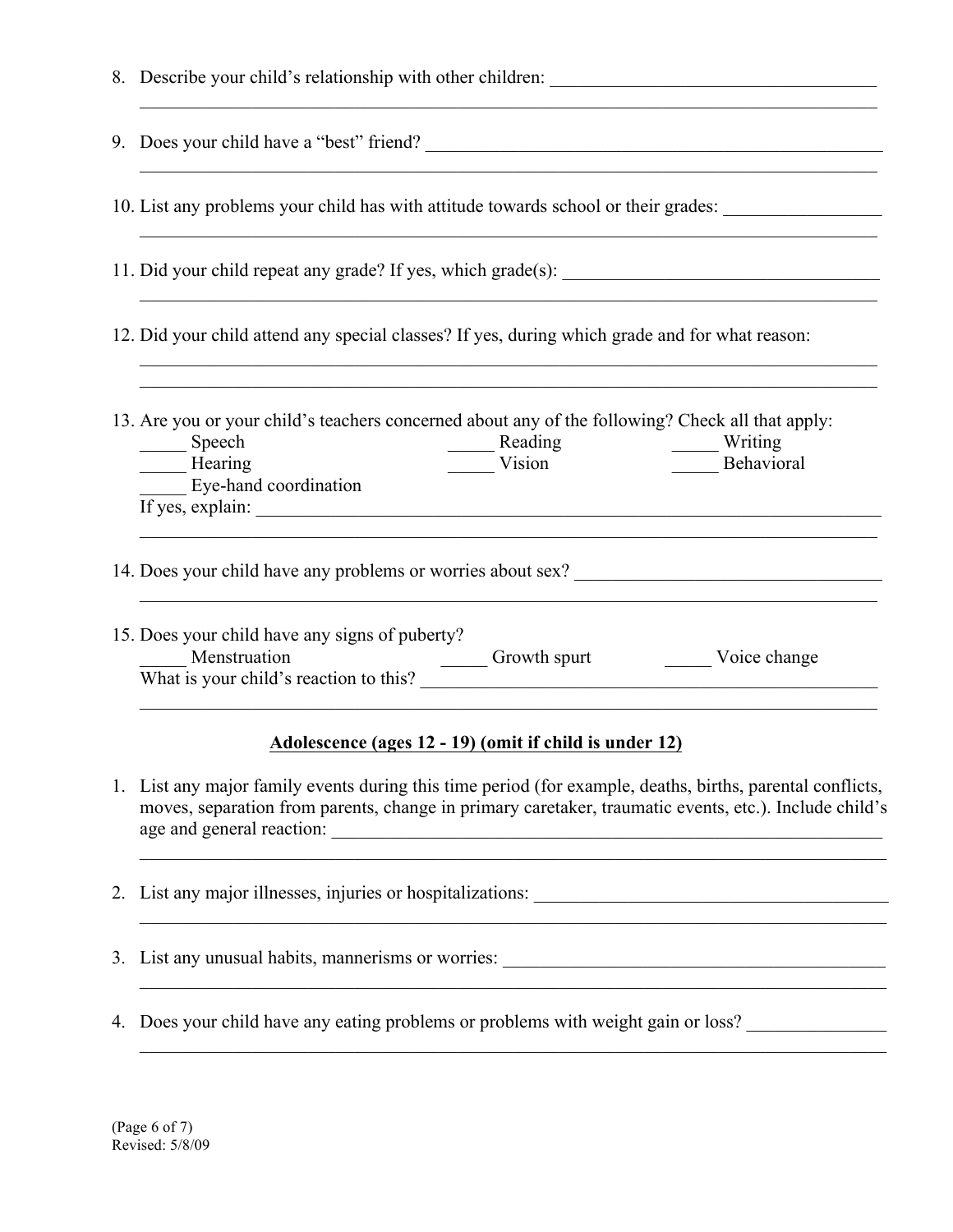8. Describe your child's relationship with other children: ____________________________________
_______________________________________________________________________________

9. Does your child have a "best" friend? _____________________________________________________
_______________________________________________________________________________

10. List any problems your child has with attitude towards school or their grades: _________________
_______________________________________________________________________________

11. Did your child repeat any grade? If yes, which grade(s): ___________________________________
_______________________________________________________________________________

12. Did your child attend any special classes? If yes, during which grade and for what reason:
_______________________________________________________________________________
_______________________________________________________________________________

13. Are you or your child's teachers concerned about any of the following? Check all that apply:
_____ Speech  _____ Reading  _____ Writing
_____ Hearing  _____ Vision  _____ Behavioral
_____ Eye-hand coordination
If yes, explain: _______________________________________________________________________
_______________________________________________________________________________

14. Does your child have any problems or worries about sex? __________________________________
_______________________________________________________________________________

15. Does your child have any signs of puberty?
_____ Menstruation  _____ Growth spurt  _____ Voice change
What is your child's reaction to this? ________________________________________________
_______________________________________________________________________________

## Adolescence (ages 12 - 19) (omit if child is under 12)

1. List any major family events during this time period (for example, deaths, births, parental conflicts, moves, separation from parents, change in primary caretaker, traumatic events, etc.). Include child's age and general reaction: ______________________________________________________________
_______________________________________________________________________________

2. List any major illnesses, injuries or hospitalizations: ________________________________________
_______________________________________________________________________________

3. List any unusual habits, mannerisms or worries: ____________________________________________
_______________________________________________________________________________

4. Does your child have any eating problems or problems with weight gain or loss? _______________
_______________________________________________________________________________

Revised: 5/8/09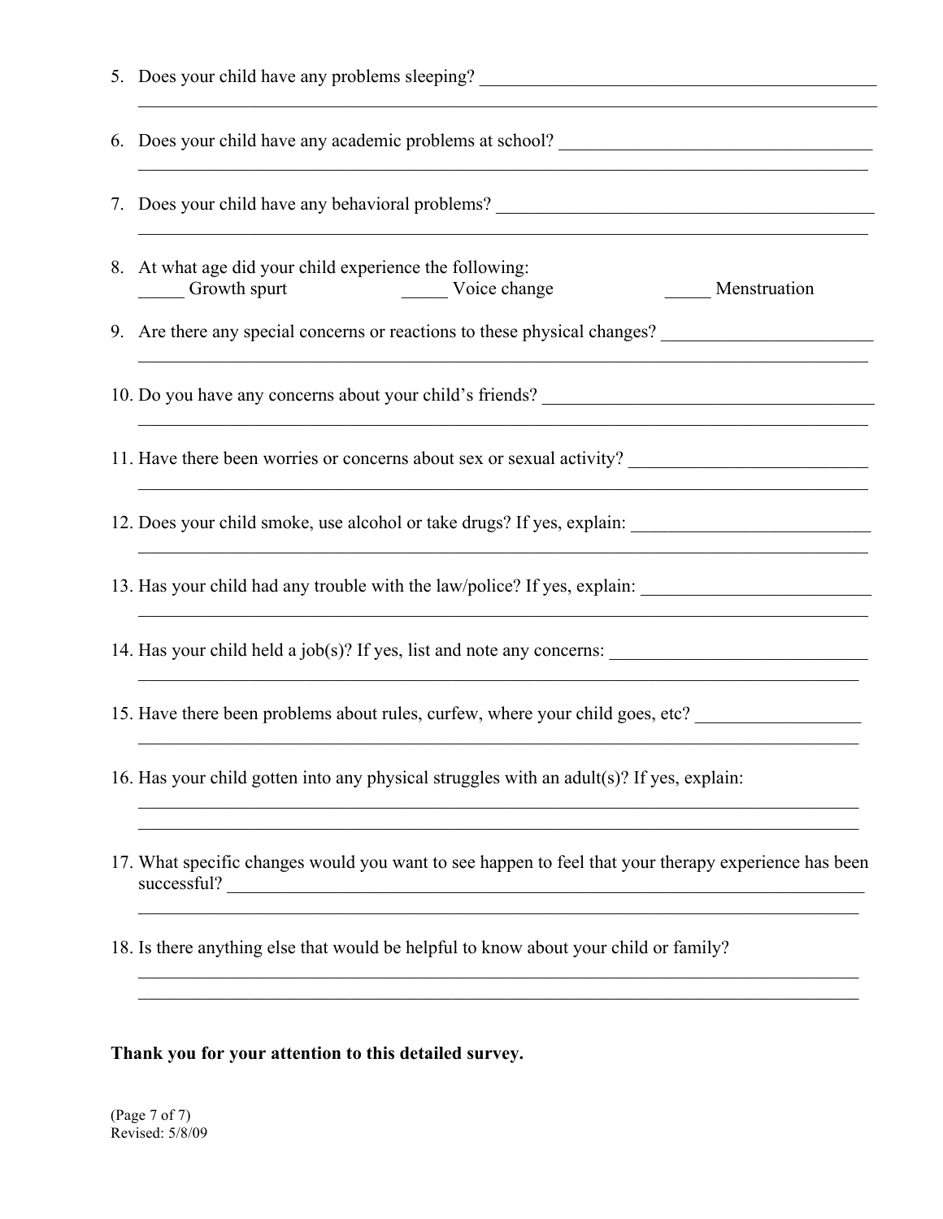5. Does your child have any problems sleeping? ____________________________________________
______________________________________________________________________________________

6. Does your child have any academic problems at school? __________________________________
______________________________________________________________________________________

7. Does your child have any behavioral problems? __________________________________________
______________________________________________________________________________________

8. At what age did your child experience the following:
   _____ Growth spurt   _____ Voice change   _____ Menstruation

9. Are there any special concerns or reactions to these physical changes? ______________________
______________________________________________________________________________________

10. Do you have any concerns about your child's friends? ____________________________________
______________________________________________________________________________________

11. Have there been worries or concerns about sex or sexual activity? __________________________
______________________________________________________________________________________

12. Does your child smoke, use alcohol or take drugs? If yes, explain: __________________________
______________________________________________________________________________________

13. Has your child had any trouble with the law/police? If yes, explain: _________________________
______________________________________________________________________________________

14. Has your child held a job(s)? If yes, list and note any concerns: ____________________________
______________________________________________________________________________________

15. Have there been problems about rules, curfew, where your child goes, etc? __________________
______________________________________________________________________________________

16. Has your child gotten into any physical struggles with an adult(s)? If yes, explain:
______________________________________________________________________________________
______________________________________________________________________________________

17. What specific changes would you want to see happen to feel that your therapy experience has been successful? ___________________________________________________________________________
______________________________________________________________________________________

18. Is there anything else that would be helpful to know about your child or family?
______________________________________________________________________________________
______________________________________________________________________________________

**Thank you for your attention to this detailed survey.**

Revised: 5/8/09